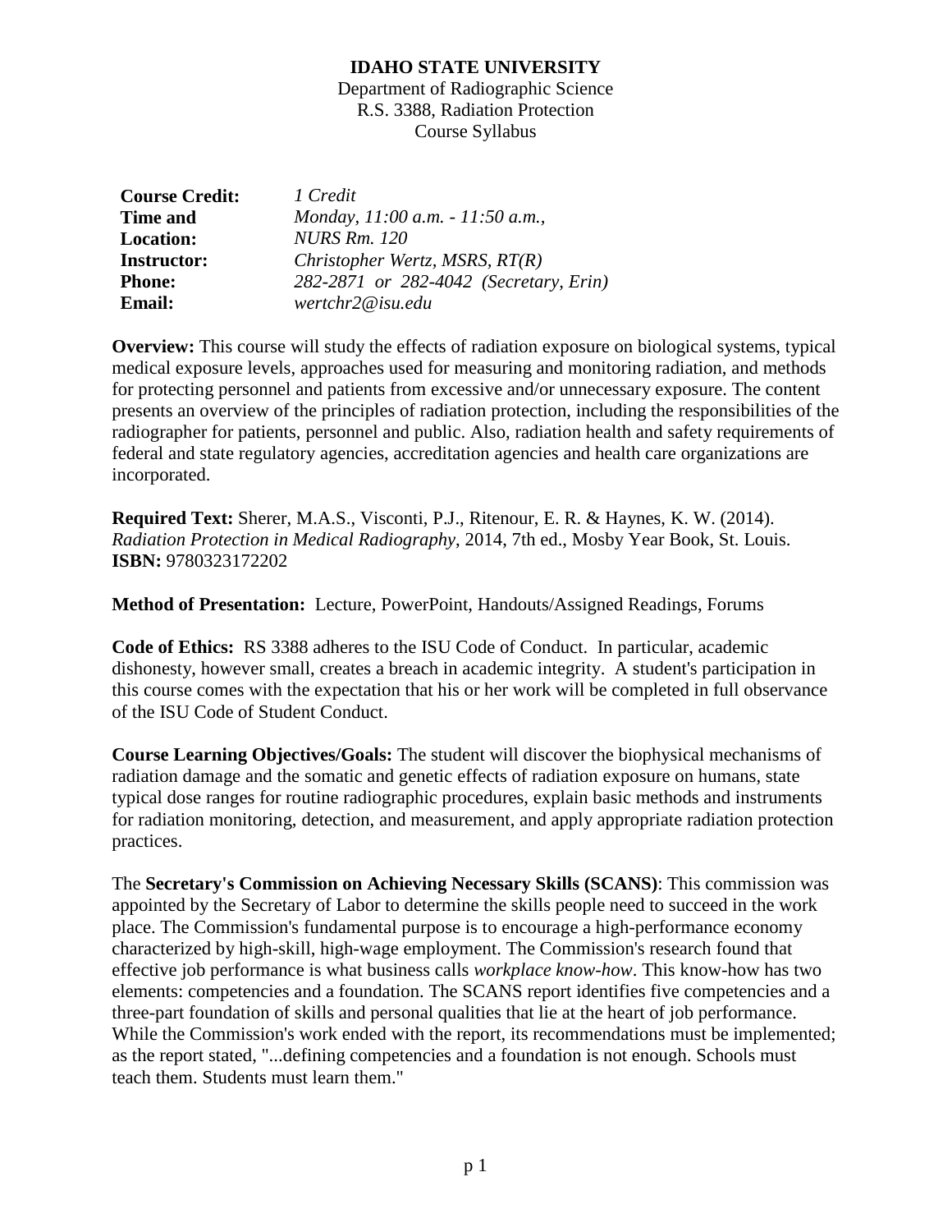**IDAHO STATE UNIVERSITY**

Department of Radiographic Science

R.S. 3388, Radiation Protection

Course Syllabus

| | |
|---|---|
| **Course Credit:** | *1 Credit* |
| **Time and Location:** | *Monday, 11:00 a.m. - 11:50 a.m., NURS Rm. 120* |
| **Instructor:** | *Christopher Wertz, MSRS, RT(R)* |
| **Phone:** | *282-2871 or 282-4042 (Secretary, Erin)* |
| **Email:** | *wertchr2@isu.edu* |

**Overview:** This course will study the effects of radiation exposure on biological systems, typical medical exposure levels, approaches used for measuring and monitoring radiation, and methods for protecting personnel and patients from excessive and/or unnecessary exposure. The content presents an overview of the principles of radiation protection, including the responsibilities of the radiographer for patients, personnel and public. Also, radiation health and safety requirements of federal and state regulatory agencies, accreditation agencies and health care organizations are incorporated.

**Required Text:** Sherer, M.A.S., Visconti, P.J., Ritenour, E. R. & Haynes, K. W. (2014). *Radiation Protection in Medical Radiography*, 2014, 7th ed., Mosby Year Book, St. Louis. **ISBN:** 9780323172202

**Method of Presentation:** Lecture, PowerPoint, Handouts/Assigned Readings, Forums

**Code of Ethics:** RS 3388 adheres to the ISU Code of Conduct. In particular, academic dishonesty, however small, creates a breach in academic integrity. A student's participation in this course comes with the expectation that his or her work will be completed in full observance of the ISU Code of Student Conduct.

**Course Learning Objectives/Goals:** The student will discover the biophysical mechanisms of radiation damage and the somatic and genetic effects of radiation exposure on humans, state typical dose ranges for routine radiographic procedures, explain basic methods and instruments for radiation monitoring, detection, and measurement, and apply appropriate radiation protection practices.

The **Secretary's Commission on Achieving Necessary Skills (SCANS)**: This commission was appointed by the Secretary of Labor to determine the skills people need to succeed in the work place. The Commission's fundamental purpose is to encourage a high-performance economy characterized by high-skill, high-wage employment. The Commission's research found that effective job performance is what business calls *workplace know-how*. This know-how has two elements: competencies and a foundation. The SCANS report identifies five competencies and a three-part foundation of skills and personal qualities that lie at the heart of job performance. While the Commission's work ended with the report, its recommendations must be implemented; as the report stated, "...defining competencies and a foundation is not enough. Schools must teach them. Students must learn them."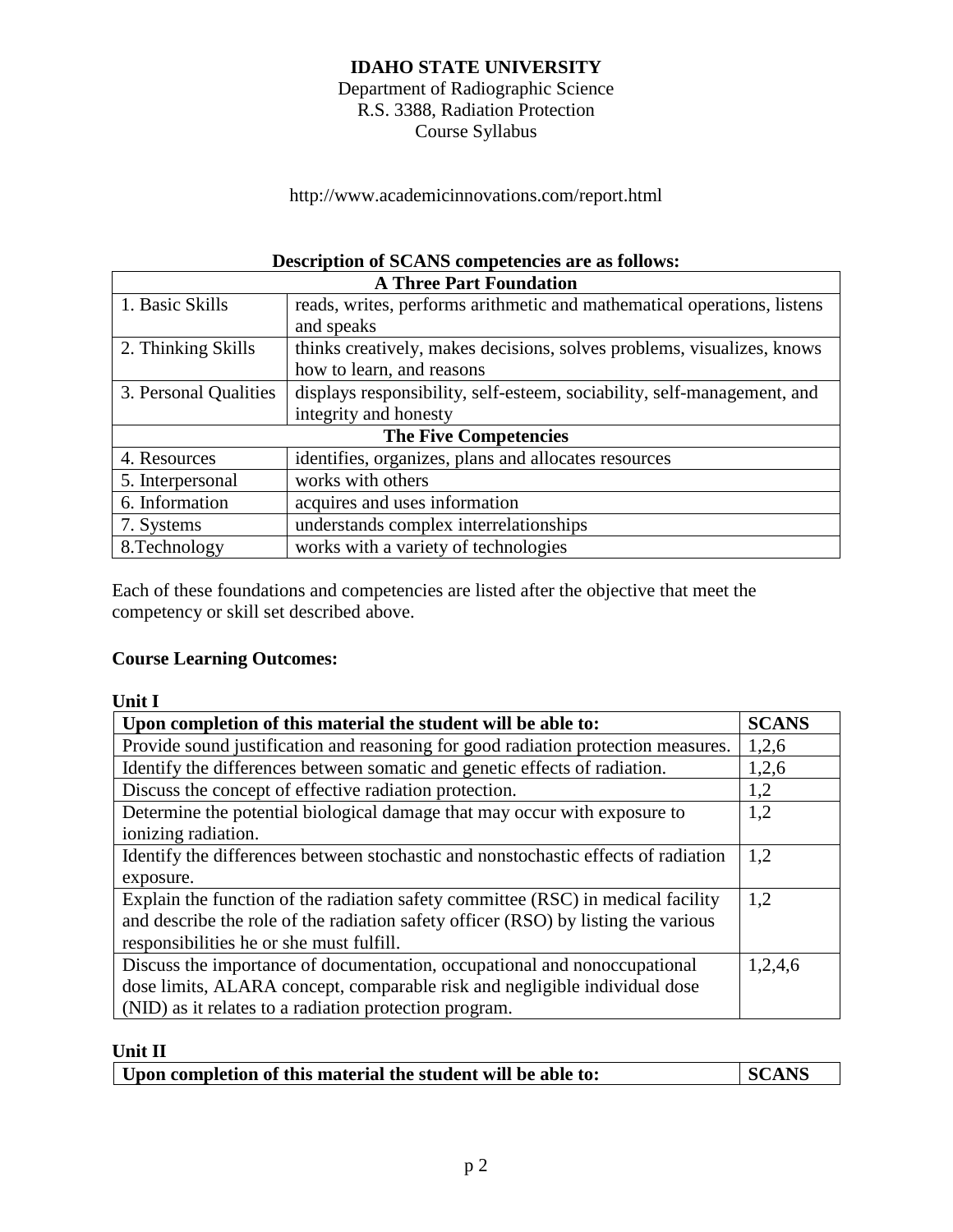**IDAHO STATE UNIVERSITY**
Department of Radiographic Science
R.S. 3388, Radiation Protection
Course Syllabus

http://www.academicinnovations.com/report.html

**Description of SCANS competencies are as follows:**

| **A Three Part Foundation** | |
|---|---|
| 1. Basic Skills | reads, writes, performs arithmetic and mathematical operations, listens and speaks |
| 2. Thinking Skills | thinks creatively, makes decisions, solves problems, visualizes, knows how to learn, and reasons |
| 3. Personal Qualities | displays responsibility, self-esteem, sociability, self-management, and integrity and honesty |
| **The Five Competencies** | |
| 4. Resources | identifies, organizes, plans and allocates resources |
| 5. Interpersonal | works with others |
| 6. Information | acquires and uses information |
| 7. Systems | understands complex interrelationships |
| 8.Technology | works with a variety of technologies |

Each of these foundations and competencies are listed after the objective that meet the competency or skill set described above.

**Course Learning Outcomes:**

**Unit I**

| **Upon completion of this material the student will be able to:** | **SCANS** |
|---|---|
| Provide sound justification and reasoning for good radiation protection measures. | 1,2,6 |
| Identify the differences between somatic and genetic effects of radiation. | 1,2,6 |
| Discuss the concept of effective radiation protection. | 1,2 |
| Determine the potential biological damage that may occur with exposure to ionizing radiation. | 1,2 |
| Identify the differences between stochastic and nonstochastic effects of radiation exposure. | 1,2 |
| Explain the function of the radiation safety committee (RSC) in medical facility and describe the role of the radiation safety officer (RSO) by listing the various responsibilities he or she must fulfill. | 1,2 |
| Discuss the importance of documentation, occupational and nonoccupational dose limits, ALARA concept, comparable risk and negligible individual dose (NID) as it relates to a radiation protection program. | 1,2,4,6 |

**Unit II**

| **Upon completion of this material the student will be able to:** | **SCANS** |
|---|---|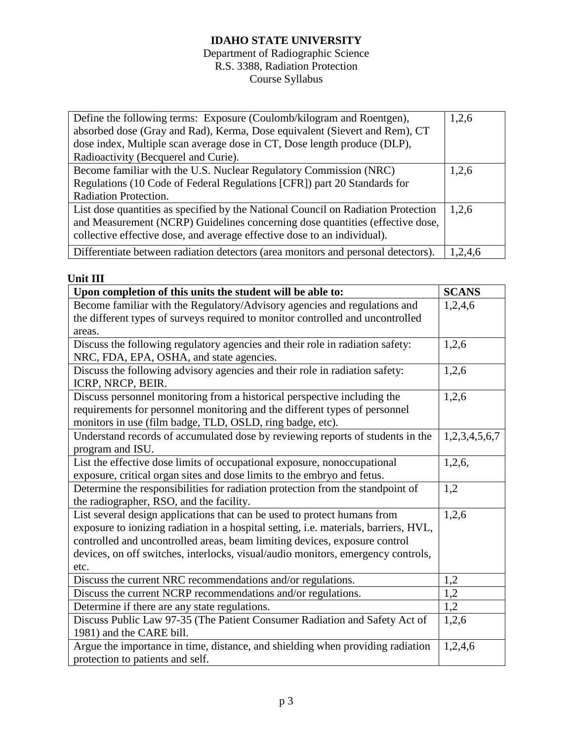**IDAHO STATE UNIVERSITY**
Department of Radiographic Science
R.S. 3388, Radiation Protection
Course Syllabus

| | |
|---|---|
| Define the following terms: Exposure (Coulomb/kilogram and Roentgen), absorbed dose (Gray and Rad), Kerma, Dose equivalent (Sievert and Rem), CT dose index, Multiple scan average dose in CT, Dose length produce (DLP), Radioactivity (Becquerel and Curie). | 1,2,6 |
| Become familiar with the U.S. Nuclear Regulatory Commission (NRC) Regulations (10 Code of Federal Regulations [CFR]) part 20 Standards for Radiation Protection. | 1,2,6 |
| List dose quantities as specified by the National Council on Radiation Protection and Measurement (NCRP) Guidelines concerning dose quantities (effective dose, collective effective dose, and average effective dose to an individual). | 1,2,6 |
| Differentiate between radiation detectors (area monitors and personal detectors). | 1,2,4,6 |

**Unit III**

| Upon completion of this units the student will be able to: | SCANS |
|---|---|
| Become familiar with the Regulatory/Advisory agencies and regulations and the different types of surveys required to monitor controlled and uncontrolled areas. | 1,2,4,6 |
| Discuss the following regulatory agencies and their role in radiation safety: NRC, FDA, EPA, OSHA, and state agencies. | 1,2,6 |
| Discuss the following advisory agencies and their role in radiation safety: ICRP, NRCP, BEIR. | 1,2,6 |
| Discuss personnel monitoring from a historical perspective including the requirements for personnel monitoring and the different types of personnel monitors in use (film badge, TLD, OSLD, ring badge, etc). | 1,2,6 |
| Understand records of accumulated dose by reviewing reports of students in the program and ISU. | 1,2,3,4,5,6,7 |
| List the effective dose limits of occupational exposure, nonoccupational exposure, critical organ sites and dose limits to the embryo and fetus. | 1,2,6, |
| Determine the responsibilities for radiation protection from the standpoint of the radiographer, RSO, and the facility. | 1,2 |
| List several design applications that can be used to protect humans from exposure to ionizing radiation in a hospital setting, i.e. materials, barriers, HVL, controlled and uncontrolled areas, beam limiting devices, exposure control devices, on off switches, interlocks, visual/audio monitors, emergency controls, etc. | 1,2,6 |
| Discuss the current NRC recommendations and/or regulations. | 1,2 |
| Discuss the current NCRP recommendations and/or regulations. | 1,2 |
| Determine if there are any state regulations. | 1,2 |
| Discuss Public Law 97-35 (The Patient Consumer Radiation and Safety Act of 1981) and the CARE bill. | 1,2,6 |
| Argue the importance in time, distance, and shielding when providing radiation protection to patients and self. | 1,2,4,6 |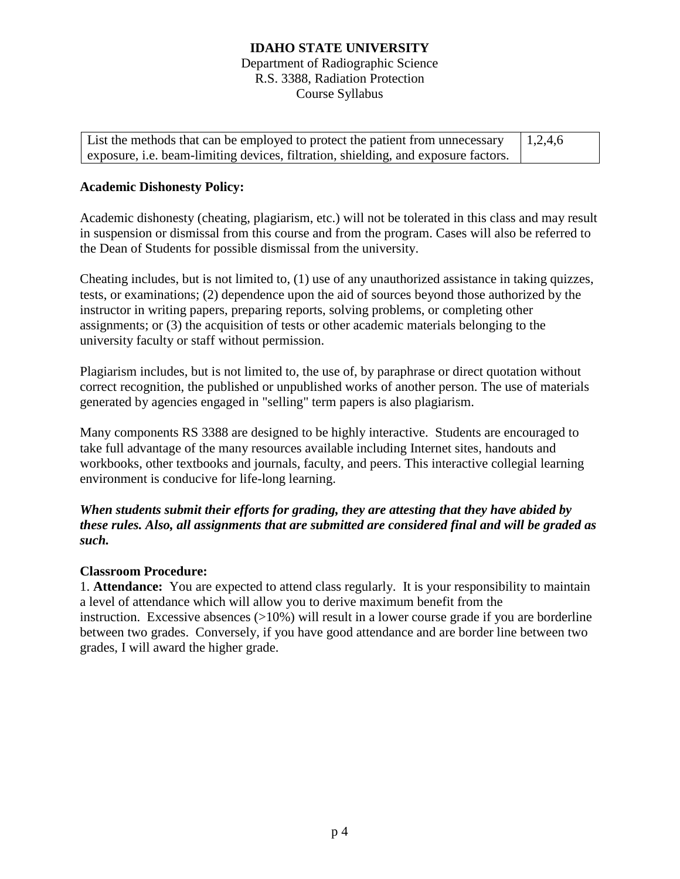| List the methods that can be employed to protect the patient from unnecessary exposure, i.e. beam-limiting devices, filtration, shielding, and exposure factors. | 1,2,4,6 |
|---|---|

**Academic Dishonesty Policy:**

Academic dishonesty (cheating, plagiarism, etc.) will not be tolerated in this class and may result in suspension or dismissal from this course and from the program. Cases will also be referred to the Dean of Students for possible dismissal from the university.

Cheating includes, but is not limited to, (1) use of any unauthorized assistance in taking quizzes, tests, or examinations; (2) dependence upon the aid of sources beyond those authorized by the instructor in writing papers, preparing reports, solving problems, or completing other assignments; or (3) the acquisition of tests or other academic materials belonging to the university faculty or staff without permission.

Plagiarism includes, but is not limited to, the use of, by paraphrase or direct quotation without correct recognition, the published or unpublished works of another person. The use of materials generated by agencies engaged in "selling" term papers is also plagiarism.

Many components RS 3388 are designed to be highly interactive. Students are encouraged to take full advantage of the many resources available including Internet sites, handouts and workbooks, other textbooks and journals, faculty, and peers. This interactive collegial learning environment is conducive for life-long learning.

***When students submit their efforts for grading, they are attesting that they have abided by these rules. Also, all assignments that are submitted are considered final and will be graded as such.***

**Classroom Procedure:**

1. **Attendance:** You are expected to attend class regularly. It is your responsibility to maintain a level of attendance which will allow you to derive maximum benefit from the instruction. Excessive absences (>10%) will result in a lower course grade if you are borderline between two grades. Conversely, if you have good attendance and are border line between two grades, I will award the higher grade.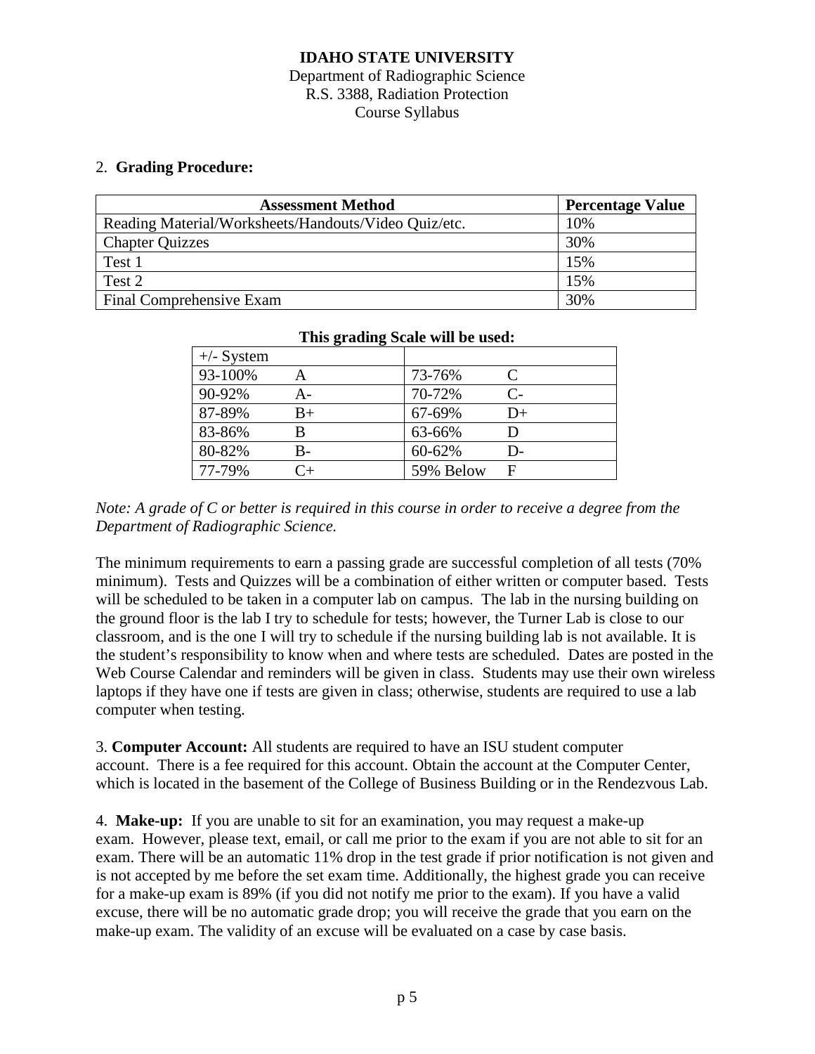**IDAHO STATE UNIVERSITY**
Department of Radiographic Science
R.S. 3388, Radiation Protection
Course Syllabus

2. **Grading Procedure:**

| Assessment Method | Percentage Value |
|---|---|
| Reading Material/Worksheets/Handouts/Video Quiz/etc. | 10% |
| Chapter Quizzes | 30% |
| Test 1 | 15% |
| Test 2 | 15% |
| Final Comprehensive Exam | 30% |

**This grading Scale will be used:**

| +/- System | | | |
|---|---|---|---|
| 93-100% | A | 73-76% | C |
| 90-92% | A- | 70-72% | C- |
| 87-89% | B+ | 67-69% | D+ |
| 83-86% | B | 63-66% | D |
| 80-82% | B- | 60-62% | D- |
| 77-79% | C+ | 59% Below | F |

*Note: A grade of C or better is required in this course in order to receive a degree from the Department of Radiographic Science.*

The minimum requirements to earn a passing grade are successful completion of all tests (70% minimum). Tests and Quizzes will be a combination of either written or computer based. Tests will be scheduled to be taken in a computer lab on campus. The lab in the nursing building on the ground floor is the lab I try to schedule for tests; however, the Turner Lab is close to our classroom, and is the one I will try to schedule if the nursing building lab is not available. It is the student's responsibility to know when and where tests are scheduled. Dates are posted in the Web Course Calendar and reminders will be given in class. Students may use their own wireless laptops if they have one if tests are given in class; otherwise, students are required to use a lab computer when testing.

3. **Computer Account:** All students are required to have an ISU student computer account. There is a fee required for this account. Obtain the account at the Computer Center, which is located in the basement of the College of Business Building or in the Rendezvous Lab.

4. **Make-up:** If you are unable to sit for an examination, you may request a make-up exam. However, please text, email, or call me prior to the exam if you are not able to sit for an exam. There will be an automatic 11% drop in the test grade if prior notification is not given and is not accepted by me before the set exam time. Additionally, the highest grade you can receive for a make-up exam is 89% (if you did not notify me prior to the exam). If you have a valid excuse, there will be no automatic grade drop; you will receive the grade that you earn on the make-up exam. The validity of an excuse will be evaluated on a case by case basis.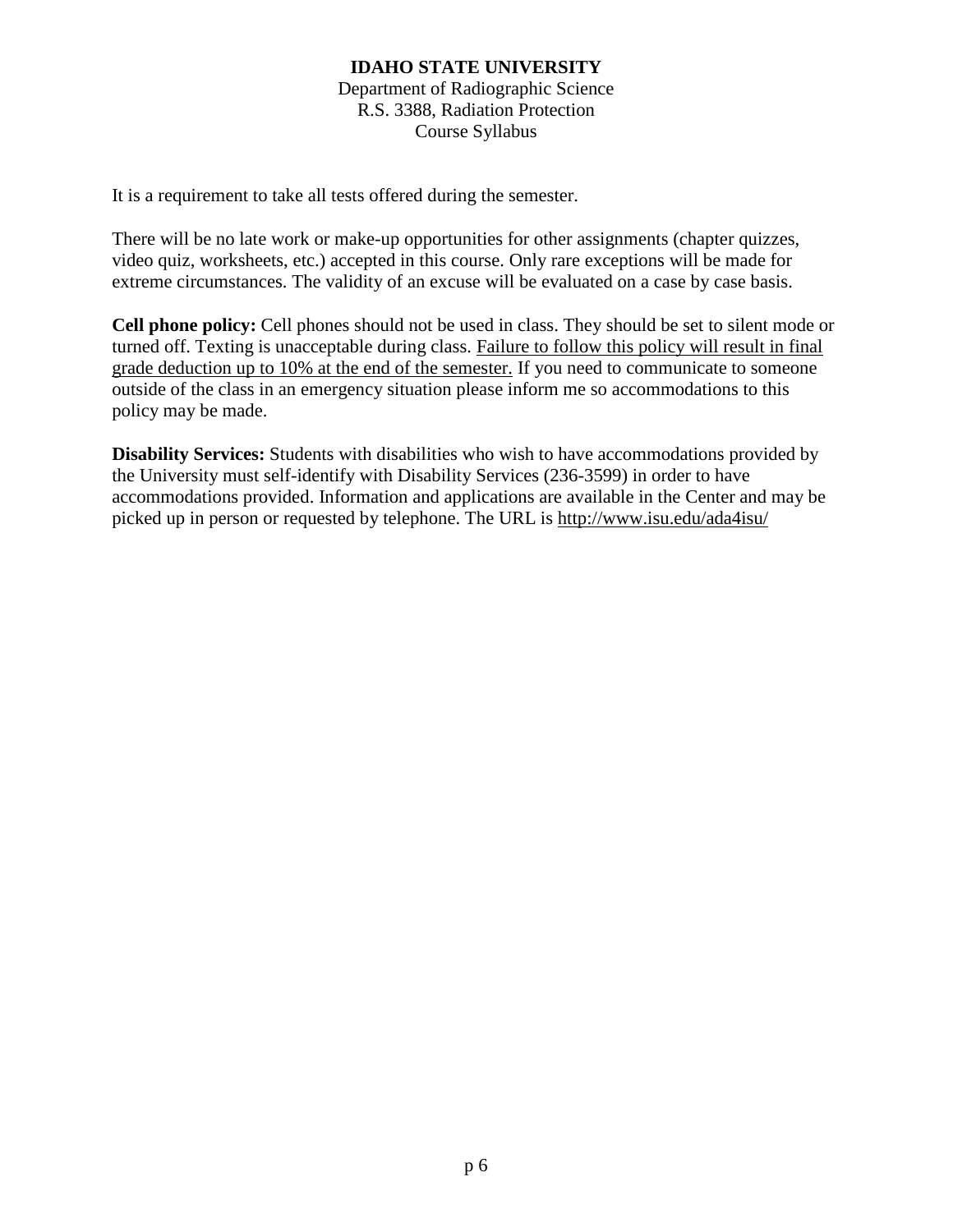It is a requirement to take all tests offered during the semester.

There will be no late work or make-up opportunities for other assignments (chapter quizzes, video quiz, worksheets, etc.) accepted in this course. Only rare exceptions will be made for extreme circumstances. The validity of an excuse will be evaluated on a case by case basis.

**Cell phone policy:** Cell phones should not be used in class. They should be set to silent mode or turned off. Texting is unacceptable during class. Failure to follow this policy will result in final grade deduction up to 10% at the end of the semester. If you need to communicate to someone outside of the class in an emergency situation please inform me so accommodations to this policy may be made.

**Disability Services:** Students with disabilities who wish to have accommodations provided by the University must self-identify with Disability Services (236-3599) in order to have accommodations provided. Information and applications are available in the Center and may be picked up in person or requested by telephone. The URL is http://www.isu.edu/ada4isu/